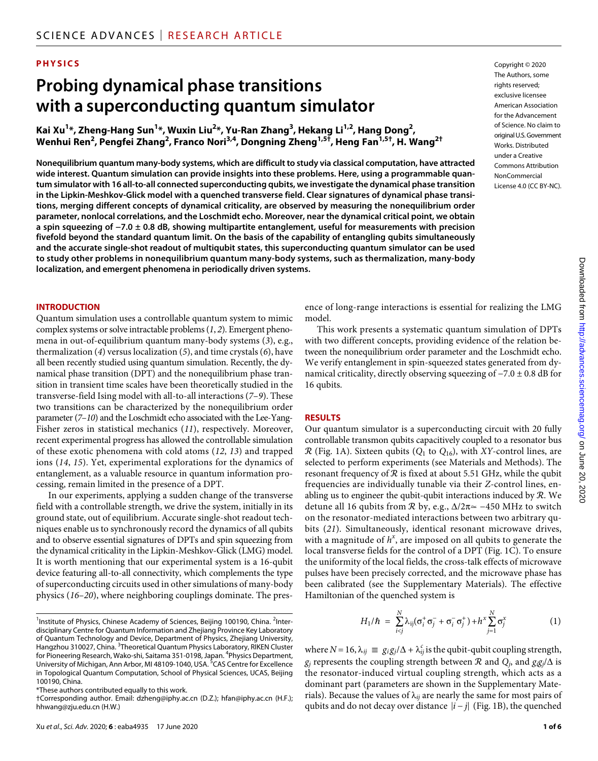PHYSICS

# Probing dynamical phase transitions with a superconducting quantum simulator

**Kai Xu[1]*, Zheng-Hang Sun[1]*, Wuxin Liu[2]*, Yu-Ran Zhang[3], Hekang Li[1,2], Hang Dong[2], Wenhui Ren[2], Pengfei Zhang[2], Franco Nori[3,4], Dongning Zheng[1,5†], Heng Fan[1,5†], H. Wang[2†]**

Copyright © 2020 The Authors, some rights reserved; exclusive licensee American Association for the Advancement of Science. No claim to original U.S. Government Works. Distributed under a Creative Commons Attribution NonCommercial License 4.0 (CC BY-NC).

**Nonequilibrium quantum many-body systems, which are difficult to study via classical computation, have attracted wide interest. Quantum simulation can provide insights into these problems. Here, using a programmable quantum simulator with 16 all-to-all connected superconducting qubits, we investigate the dynamical phase transition in the Lipkin-Meshkov-Glick model with a quenched transverse field. Clear signatures of dynamical phase transitions, merging different concepts of dynamical criticality, are observed by measuring the nonequilibrium order parameter, nonlocal correlations, and the Loschmidt echo. Moreover, near the dynamical critical point, we obtain a spin squeezing of −7.0 ± 0.8 dB, showing multipartite entanglement, useful for measurements with precision fivefold beyond the standard quantum limit. On the basis of the capability of entangling qubits simultaneously and the accurate single-shot readout of multiqubit states, this superconducting quantum simulator can be used to study other problems in nonequilibrium quantum many-body systems, such as thermalization, many-body localization, and emergent phenomena in periodically driven systems.**

## INTRODUCTION

Quantum simulation uses a controllable quantum system to mimic complex systems or solve intractable problems (*1*, *2*). Emergent phenomena in out-of-equilibrium quantum many-body systems (*3*), e.g., thermalization (*4*) versus localization (*5*), and time crystals (*6*), have all been recently studied using quantum simulation. Recently, the dynamical phase transition (DPT) and the nonequilibrium phase transition in transient time scales have been theoretically studied in the transverse-field Ising model with all-to-all interactions (*7*–*9*). These two transitions can be characterized by the nonequilibrium order parameter (*7*–*10*) and the Loschmidt echo associated with the Lee-Yang-Fisher zeros in statistical mechanics (*11*), respectively. Moreover, recent experimental progress has allowed the controllable simulation of these exotic phenomena with cold atoms (*12*, *13*) and trapped ions (*14*, *15*). Yet, experimental explorations for the dynamics of entanglement, as a valuable resource in quantum information processing, remain limited in the presence of a DPT.

In our experiments, applying a sudden change of the transverse field with a controllable strength, we drive the system, initially in its ground state, out of equilibrium. Accurate single-shot readout techniques enable us to synchronously record the dynamics of all qubits and to observe essential signatures of DPTs and spin squeezing from the dynamical criticality in the Lipkin-Meshkov-Glick (LMG) model. It is worth mentioning that our experimental system is a 16-qubit device featuring all-to-all connectivity, which complements the type of superconducting circuits used in other simulations of many-body physics (*16*–*20*), where neighboring couplings dominate. The presence of long-range interactions is essential for realizing the LMG model.

This work presents a systematic quantum simulation of DPTs with two different concepts, providing evidence of the relation between the nonequilibrium order parameter and the Loschmidt echo. We verify entanglement in spin-squeezed states generated from dynamical criticality, directly observing squeezing of −7.0 ± 0.8 dB for 16 qubits.

## RESULTS

Our quantum simulator is a superconducting circuit with 20 fully controllable transmon qubits capacitively coupled to a resonator bus $\mathcal{R}$ (Fig. 1A). Sixteen qubits ($Q_1$ to $Q_{16}$), with *XY*-control lines, are selected to perform experiments (see Materials and Methods). The resonant frequency of $\mathcal{R}$ is fixed at about 5.51 GHz, while the qubit frequencies are individually tunable via their *Z*-control lines, enabling us to engineer the qubit-qubit interactions induced by $\mathcal{R}$. We detune all 16 qubits from $\mathcal{R}$ by, e.g., $\Delta/2\pi \simeq -450$ MHz to switch on the resonator-mediated interactions between two arbitrary qubits (*21*). Simultaneously, identical resonant microwave drives, with a magnitude of $h^x$, are imposed on all qubits to generate the local transverse fields for the control of a DPT (Fig. 1C). To ensure the uniformity of the local fields, the cross-talk effects of microwave pulses have been precisely corrected, and the microwave phase has been calibrated (see the Supplementary Materials). The effective Hamiltonian of the quenched system is

$$H_1/\hbar = \sum_{i<j}^{N} \lambda_{ij}(\sigma_i^+\sigma_j^- + \sigma_i^-\sigma_j^+) + h^x \sum_{j=1}^{N} \sigma_j^x \tag{1}$$

where $N = 16$, $\lambda_{ij} \equiv g_i g_j/\Delta + \lambda_{ij}^c$ is the qubit-qubit coupling strength, $g_j$ represents the coupling strength between $\mathcal{R}$ and $Q_j$, and $g_i g_j/\Delta$ is the resonator-induced virtual coupling strength, which acts as a dominant part (parameters are shown in the Supplementary Materials). Because the values of $\lambda_{ij}$ are nearly the same for most pairs of qubits and do not decay over distance $|i - j|$ (Fig. 1B), the quenched

[1]Institute of Physics, Chinese Academy of Sciences, Beijing 100190, China. [2]Interdisciplinary Centre for Quantum Information and Zhejiang Province Key Laboratory of Quantum Technology and Device, Department of Physics, Zhejiang University, Hangzhou 310027, China. [3]Theoretical Quantum Physics Laboratory, RIKEN Cluster for Pioneering Research, Wako-shi, Saitama 351-0198, Japan. [4]Physics Department, University of Michigan, Ann Arbor, MI 48109-1040, USA. [5]CAS Centre for Excellence in Topological Quantum Computation, School of Physical Sciences, UCAS, Beijing 100190, China.

*These authors contributed equally to this work.

†Corresponding author. Email: dzheng@iphy.ac.cn (D.Z.); hfan@iphy.ac.cn (H.F.); hhwang@zju.edu.cn (H.W.)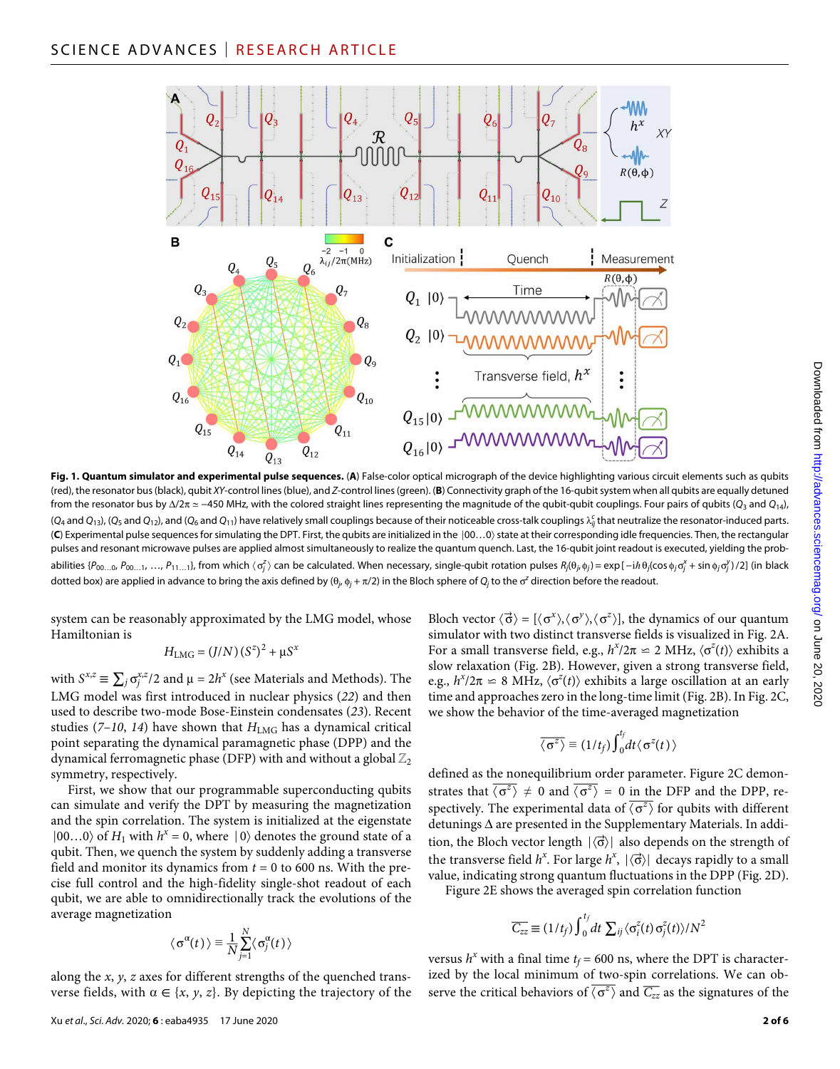**Fig. 1. Quantum simulator and experimental pulse sequences.** (**A**) False-color optical micrograph of the device highlighting various circuit elements such as qubits (red), the resonator bus (black), qubit *XY*-control lines (blue), and *Z*-control lines (green). (**B**) Connectivity graph of the 16-qubit system when all qubits are equally detuned from the resonator bus by $\Delta/2\pi \simeq -450$ MHz, with the colored straight lines representing the magnitude of the qubit-qubit couplings. Four pairs of qubits ($Q_3$ and $Q_{14}$), ($Q_4$ and $Q_{13}$), ($Q_5$ and $Q_{12}$), and ($Q_6$ and $Q_{11}$) have relatively small couplings because of their noticeable cross-talk couplings $\lambda_{ij}^c$ that neutralize the resonator-induced parts. (**C**) Experimental pulse sequences for simulating the DPT. First, the qubits are initialized in the $|00\ldots0\rangle$ state at their corresponding idle frequencies. Then, the rectangular pulses and resonant microwave pulses are applied almost simultaneously to realize the quantum quench. Last, the 16-qubit joint readout is executed, yielding the probabilities $\{P_{00\ldots0}, P_{00\ldots1}, \ldots, P_{11\ldots1}\}$, from which $\langle\sigma_j^z\rangle$ can be calculated. When necessary, single-qubit rotation pulses $R_j(\theta_j, \phi_j) = \exp[-i\hbar\theta_j(\cos\phi_j\sigma_j^x + \sin\phi_j\sigma_j^y)/2]$ (in black dotted box) are applied in advance to bring the axis defined by $(\theta_j, \phi_j + \pi/2)$ in the Bloch sphere of $Q_j$ to the $\sigma^z$ direction before the readout.

system can be reasonably approximated by the LMG model, whose Hamiltonian is

$$H_{\rm LMG} = (J/N)\,(S^z)^2 + \mu S^x$$

with $S^{x,z} \equiv \sum_j \sigma_j^{x,z}/2$ and $\mu = 2h^x$ (see Materials and Methods). The LMG model was first introduced in nuclear physics (*22*) and then used to describe two-mode Bose-Einstein condensates (*23*). Recent studies (*7*–*10*, *14*) have shown that $H_{\rm LMG}$ has a dynamical critical point separating the dynamical paramagnetic phase (DPP) and the dynamical ferromagnetic phase (DFP) with and without a global $\mathbb{Z}_2$ symmetry, respectively.

First, we show that our programmable superconducting qubits can simulate and verify the DPT by measuring the magnetization and the spin correlation. The system is initialized at the eigenstate $|00\ldots0\rangle$ of $H_1$ with $h^x = 0$, where $|0\rangle$ denotes the ground state of a qubit. Then, we quench the system by suddenly adding a transverse field and monitor its dynamics from $t = 0$ to 600 ns. With the precise full control and the high-fidelity single-shot readout of each qubit, we are able to omnidirectionally track the evolutions of the average magnetization

$$\langle\sigma^\alpha(t)\rangle \equiv \frac{1}{N}\sum_{j=1}^{N}\langle\sigma_j^\alpha(t)\rangle$$

along the *x*, *y*, *z* axes for different strengths of the quenched transverse fields, with $\alpha \in \{x, y, z\}$. By depicting the trajectory of the Bloch vector $\langle\vec{\sigma}\rangle = [\langle\sigma^x\rangle, \langle\sigma^y\rangle, \langle\sigma^z\rangle]$, the dynamics of our quantum simulator with two distinct transverse fields is visualized in Fig. 2A. For a small transverse field, e.g., $h^x/2\pi \simeq 2$ MHz, $\langle\sigma^z(t)\rangle$ exhibits a slow relaxation (Fig. 2B). However, given a strong transverse field, e.g., $h^x/2\pi \simeq 8$ MHz, $\langle\sigma^z(t)\rangle$ exhibits a large oscillation at an early time and approaches zero in the long-time limit (Fig. 2B). In Fig. 2C, we show the behavior of the time-averaged magnetization

$$\overline{\langle\sigma^z\rangle} \equiv (1/t_f)\int_0^{t_f} dt\,\langle\sigma^z(t)\rangle$$

defined as the nonequilibrium order parameter. Figure 2C demonstrates that $\overline{\langle\sigma^z\rangle} \neq 0$ and $\overline{\langle\sigma^z\rangle} = 0$ in the DFP and the DPP, respectively. The experimental data of $\overline{\langle\sigma^z\rangle}$ for qubits with different detunings $\Delta$ are presented in the Supplementary Materials. In addition, the Bloch vector length $|\langle\vec{\sigma}\rangle|$ also depends on the strength of the transverse field $h^x$. For large $h^x$, $|\langle\vec{\sigma}\rangle|$ decays rapidly to a small value, indicating strong quantum fluctuations in the DPP (Fig. 2D).

Figure 2E shows the averaged spin correlation function

$$\overline{C_{zz}} \equiv (1/t_f)\int_0^{t_f} dt\,\sum_{ij}\langle\sigma_i^z(t)\,\sigma_j^z(t)\rangle/N^2$$

versus $h^x$ with a final time $t_f = 600$ ns, where the DPT is characterized by the local minimum of two-spin correlations. We can observe the critical behaviors of $\overline{\langle\sigma^z\rangle}$ and $\overline{C_{zz}}$ as the signatures of the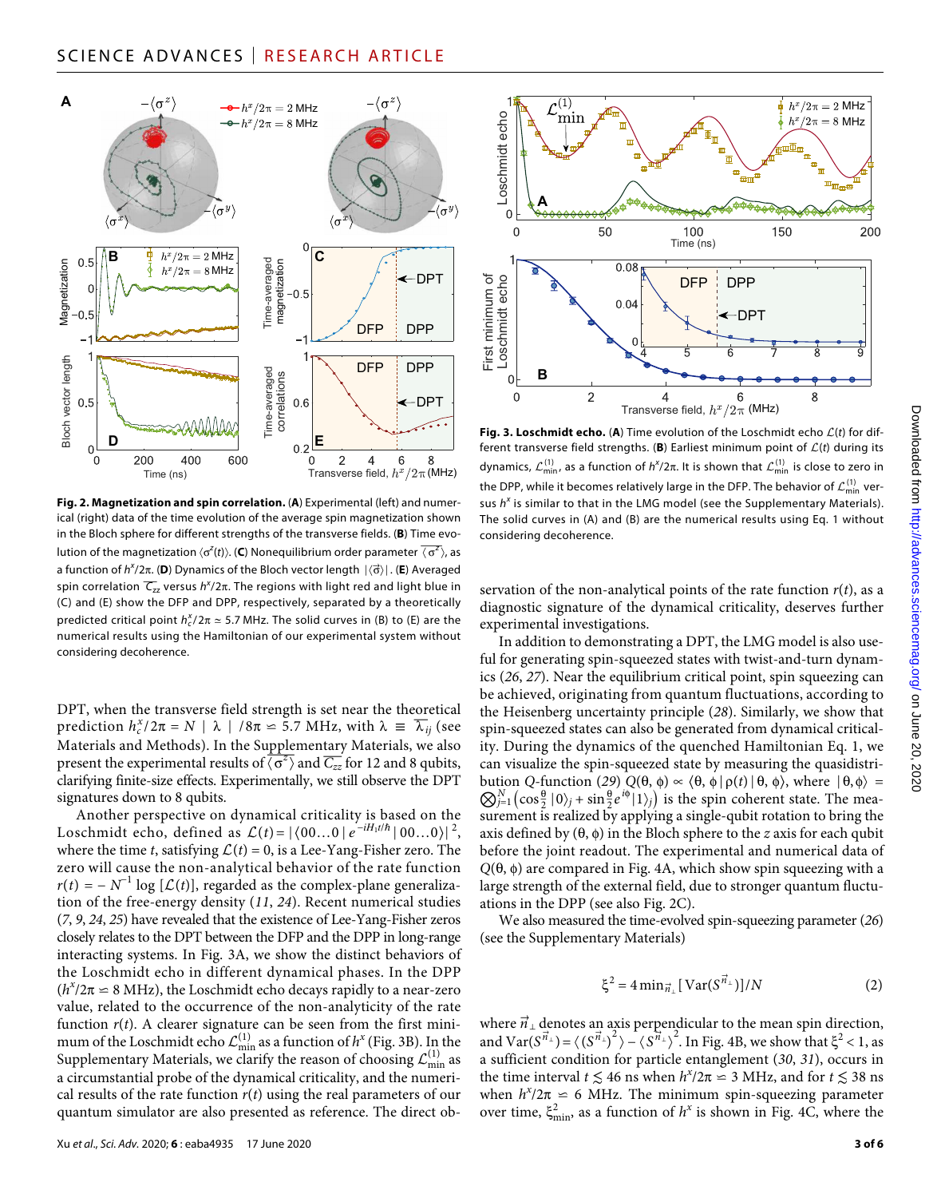**Fig. 2. Magnetization and spin correlation.** (**A**) Experimental (left) and numerical (right) data of the time evolution of the average spin magnetization shown in the Bloch sphere for different strengths of the transverse fields. (**B**) Time evolution of the magnetization $\langle \sigma^z(t) \rangle$. (**C**) Nonequilibrium order parameter $\overline{\langle \sigma^z \rangle}$, as a function of $h^x/2\pi$. (**D**) Dynamics of the Bloch vector length $|\langle \vec{\sigma} \rangle|$. (**E**) Averaged spin correlation $\overline{C_{zz}}$ versus $h^x/2\pi$. The regions with light red and light blue in (C) and (E) show the DFP and DPP, respectively, separated by a theoretically predicted critical point $h_c^x/2\pi \simeq 5.7$ MHz. The solid curves in (B) to (E) are the numerical results using the Hamiltonian of our experimental system without considering decoherence.

**Fig. 3. Loschmidt echo.** (**A**) Time evolution of the Loschmidt echo $\mathcal{L}(t)$ for different transverse field strengths. (**B**) Earliest minimum point of $\mathcal{L}(t)$ during its dynamics, $\mathcal{L}_{\min}^{(1)}$, as a function of $h^x/2\pi$. It is shown that $\mathcal{L}_{\min}^{(1)}$ is close to zero in the DPP, while it becomes relatively large in the DFP. The behavior of $\mathcal{L}_{\min}^{(1)}$ versus $h^x$ is similar to that in the LMG model (see the Supplementary Materials). The solid curves in (A) and (B) are the numerical results using Eq. 1 without considering decoherence.

DPT, when the transverse field strength is set near the theoretical prediction $h_c^x/2\pi = N \mid \lambda \mid /8\pi \simeq 5.7$ MHz, with $\lambda \equiv \overline{\lambda_{ij}}$ (see Materials and Methods). In the Supplementary Materials, we also present the experimental results of $\overline{\langle \sigma^z \rangle}$ and $\overline{C_{zz}}$ for 12 and 8 qubits, clarifying finite-size effects. Experimentally, we still observe the DPT signatures down to 8 qubits.

Another perspective on dynamical criticality is based on the Loschmidt echo, defined as $\mathcal{L}(t) = |\langle 00\ldots0 | e^{-iH_1 t/\hbar} | 00\ldots0\rangle|^2$, where the time $t$, satisfying $\mathcal{L}(t) = 0$, is a Lee-Yang-Fisher zero. The zero will cause the non-analytical behavior of the rate function $r(t) = -N^{-1} \log [\mathcal{L}(t)]$, regarded as the complex-plane generalization of the free-energy density (*11*, *24*). Recent numerical studies (*7*, *9*, *24*, *25*) have revealed that the existence of Lee-Yang-Fisher zeros closely relates to the DPT between the DFP and the DPP in long-range interacting systems. In Fig. 3A, we show the distinct behaviors of the Loschmidt echo in different dynamical phases. In the DPP ($h^x/2\pi = 8$ MHz), the Loschmidt echo decays rapidly to a near-zero value, related to the occurrence of the non-analyticity of the rate function $r(t)$. A clearer signature can be seen from the first minimum of the Loschmidt echo $\mathcal{L}_{\min}^{(1)}$ as a function of $h^x$ (Fig. 3B). In the Supplementary Materials, we clarify the reason of choosing $\mathcal{L}_{\min}^{(1)}$ as a circumstantial probe of the dynamical criticality, and the numerical results of the rate function $r(t)$ using the real parameters of our quantum simulator are also presented as reference. The direct observation of the non-analytical points of the rate function $r(t)$, as a diagnostic signature of the dynamical criticality, deserves further experimental investigations.

In addition to demonstrating a DPT, the LMG model is also useful for generating spin-squeezed states with twist-and-turn dynamics (*26*, *27*). Near the equilibrium critical point, spin squeezing can be achieved, originating from quantum fluctuations, according to the Heisenberg uncertainty principle (*28*). Similarly, we show that spin-squeezed states can also be generated from dynamical criticality. During the dynamics of the quenched Hamiltonian Eq. 1, we can visualize the spin-squeezed state by measuring the quasidistribution $Q$-function (*29*) $Q(\theta, \phi) \propto \langle \theta, \phi \mid \rho(t) \mid \theta, \phi \rangle$, where $|\theta, \phi\rangle = \bigotimes_{j=1}^{N} \left(\cos\frac{\theta}{2} |0\rangle_j + \sin\frac{\theta}{2} e^{i\phi} |1\rangle_j\right)$ is the spin coherent state. The measurement is realized by applying a single-qubit rotation to bring the axis defined by $(\theta, \phi)$ in the Bloch sphere to the $z$ axis for each qubit before the joint readout. The experimental and numerical data of $Q(\theta, \phi)$ are compared in Fig. 4A, which show spin squeezing with a large strength of the external field, due to stronger quantum fluctuations in the DPP (see also Fig. 2C).

We also measured the time-evolved spin-squeezing parameter (*26*) (see the Supplementary Materials)

$$\xi^2 = 4 \min_{\vec{n}_\perp} [\mathrm{Var}(S^{\vec{n}_\perp})]/N \tag{2}$$

where $\vec{n}_\perp$ denotes an axis perpendicular to the mean spin direction, and $\mathrm{Var}(S^{\vec{n}_\perp}) = \langle (S^{\vec{n}_\perp})^2 \rangle - \langle S^{\vec{n}_\perp} \rangle^2$. In Fig. 4B, we show that $\xi^2 < 1$, as a sufficient condition for particle entanglement (*30*, *31*), occurs in the time interval $t \lesssim 46$ ns when $h^x/2\pi \simeq 3$ MHz, and for $t \lesssim 38$ ns when $h^x/2\pi \simeq 6$ MHz. The minimum spin-squeezing parameter over time, $\xi^2_{\min}$, as a function of $h^x$ is shown in Fig. 4C, where the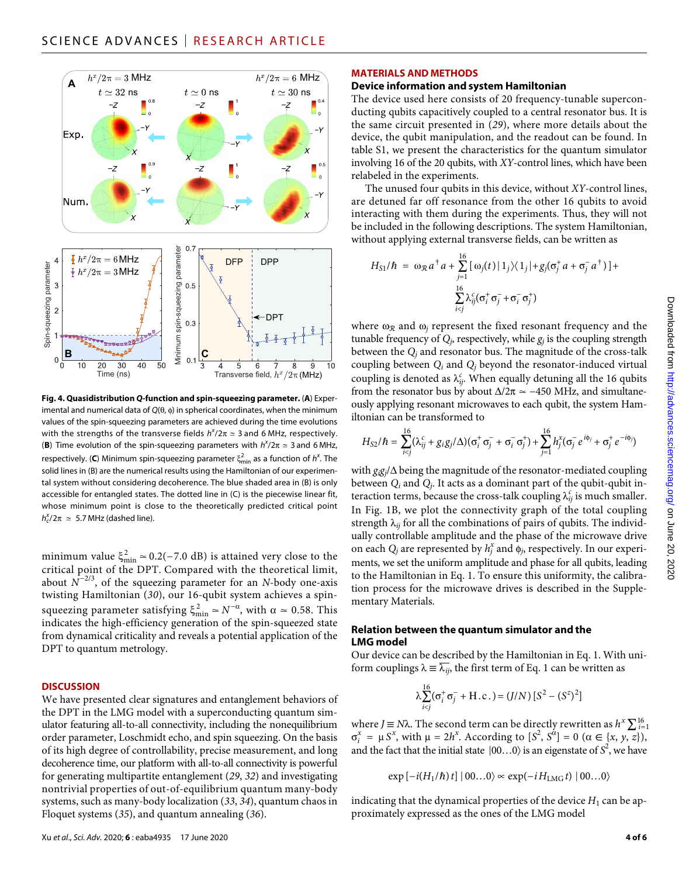**Fig. 4. Quasidistribution *Q*-function and spin-squeezing parameter.** (**A**) Experimental and numerical data of $Q(\theta, \phi)$ in spherical coordinates, when the minimum values of the spin-squeezing parameters are achieved during the time evolutions with the strengths of the transverse fields $h^x/2\pi \simeq 3$ and 6 MHz, respectively. (**B**) Time evolution of the spin-squeezing parameters with $h^x/2\pi \simeq 3$ and 6 MHz, respectively. (**C**) Minimum spin-squeezing parameter $\xi^2_{\min}$ as a function of $h^x$. The solid lines in (B) are the numerical results using the Hamiltonian of our experimental system without considering decoherence. The blue shaded area in (B) is only accessible for entangled states. The dotted line in (C) is the piecewise linear fit, whose minimum point is close to the theoretically predicted critical point $h^x_c/2\pi \simeq 5.7$ MHz (dashed line).

minimum value $\xi^2_{\min} \simeq 0.2(-7.0$ dB) is attained very close to the critical point of the DPT. Compared with the theoretical limit, about $N^{-2/3}$, of the squeezing parameter for an *N*-body one-axis twisting Hamiltonian (30), our 16-qubit system achieves a spin-squeezing parameter satisfying $\xi^2_{\min} \simeq N^{-\alpha}$, with $\alpha \simeq 0.58$. This indicates the high-efficiency generation of the spin-squeezed state from dynamical criticality and reveals a potential application of the DPT to quantum metrology.

## DISCUSSION

We have presented clear signatures and entanglement behaviors of the DPT in the LMG model with a superconducting quantum simulator featuring all-to-all connectivity, including the nonequilibrium order parameter, Loschmidt echo, and spin squeezing. On the basis of its high degree of controllability, precise measurement, and long decoherence time, our platform with all-to-all connectivity is powerful for generating multipartite entanglement (29, 32) and investigating nontrivial properties of out-of-equilibrium quantum many-body systems, such as many-body localization (33, 34), quantum chaos in Floquet systems (35), and quantum annealing (36).

## MATERIALS AND METHODS

### Device information and system Hamiltonian

The device used here consists of 20 frequency-tunable superconducting qubits capacitively coupled to a central resonator bus. It is the same circuit presented in (29), where more details about the device, the qubit manipulation, and the readout can be found. In table S1, we present the characteristics for the quantum simulator involving 16 of the 20 qubits, with *XY*-control lines, which have been relabeled in the experiments.

The unused four qubits in this device, without *XY*-control lines, are detuned far off resonance from the other 16 qubits to avoid interacting with them during the experiments. Thus, they will not be included in the following descriptions. The system Hamiltonian, without applying external transverse fields, can be written as

$$H_{S1}/\hbar = \omega_{\mathcal{R}} a^\dagger a + \sum_{j=1}^{16} [\omega_j(t) |1_j\rangle\langle 1_j| + g_j(\sigma_j^+ a + \sigma_j^- a^\dagger)] + \sum_{i<j}^{16} \lambda_{ij}^c (\sigma_i^+ \sigma_j^- + \sigma_i^- \sigma_j^+)$$

where $\omega_{\mathcal{R}}$ and $\omega_j$ represent the fixed resonant frequency and the tunable frequency of $Q_j$, respectively, while $g_j$ is the coupling strength between the $Q_j$ and resonator bus. The magnitude of the cross-talk coupling between $Q_i$ and $Q_j$ beyond the resonator-induced virtual coupling is denoted as $\lambda^c_{ij}$. When equally detuning all the 16 qubits from the resonator bus by about $\Delta/2\pi \simeq -450$ MHz, and simultaneously applying resonant microwaves to each qubit, the system Hamiltonian can be transformed to

$$H_{S2}/\hbar = \sum_{i<j}^{16} (\lambda_{ij}^c + g_i g_j/\Delta)(\sigma_i^+ \sigma_j^- + \sigma_i^- \sigma_j^+) + \sum_{j=1}^{16} h_j^x (\sigma_j^- e^{i\phi_j} + \sigma_j^+ e^{-i\phi_j})$$

with $g_i g_j/\Delta$ being the magnitude of the resonator-mediated coupling between $Q_i$ and $Q_j$. It acts as a dominant part of the qubit-qubit interaction terms, because the cross-talk coupling $\lambda^c_{ij}$ is much smaller. In Fig. 1B, we plot the connectivity graph of the total coupling strength $\lambda_{ij}$ for all the combinations of pairs of qubits. The individually controllable amplitude and the phase of the microwave drive on each $Q_j$ are represented by $h^x_j$ and $\phi_j$, respectively. In our experiments, we set the uniform amplitude and phase for all qubits, leading to the Hamiltonian in Eq. 1. To ensure this uniformity, the calibration process for the microwave drives is described in the Supplementary Materials.

### Relation between the quantum simulator and the LMG model

Our device can be described by the Hamiltonian in Eq. 1. With uniform couplings $\lambda \equiv \overline{\lambda_{ij}}$, the first term of Eq. 1 can be written as

$$\lambda \sum_{i<j}^{16} (\sigma_i^+ \sigma_j^- + \mathrm{H.c.}) = (J/N)\,[S^2 - (S^z)^2]$$

where $J \equiv N\lambda$. The second term can be directly rewritten as $h^x \sum_{i=1}^{16} \sigma_i^x = \mu S^x$, with $\mu = 2h^x$. According to $[S^2, S^\alpha] = 0$ ($\alpha \in \{x, y, z\}$), and the fact that the initial state $|00\ldots0\rangle$ is an eigenstate of $S^2$, we have

$$\exp\left[-i(H_1/\hbar)\,t\right] |00\ldots0\rangle \propto \exp(-i H_{\mathrm{LMG}} t)\, |00\ldots0\rangle$$

indicating that the dynamical properties of the device $H_1$ can be approximately expressed as the ones of the LMG model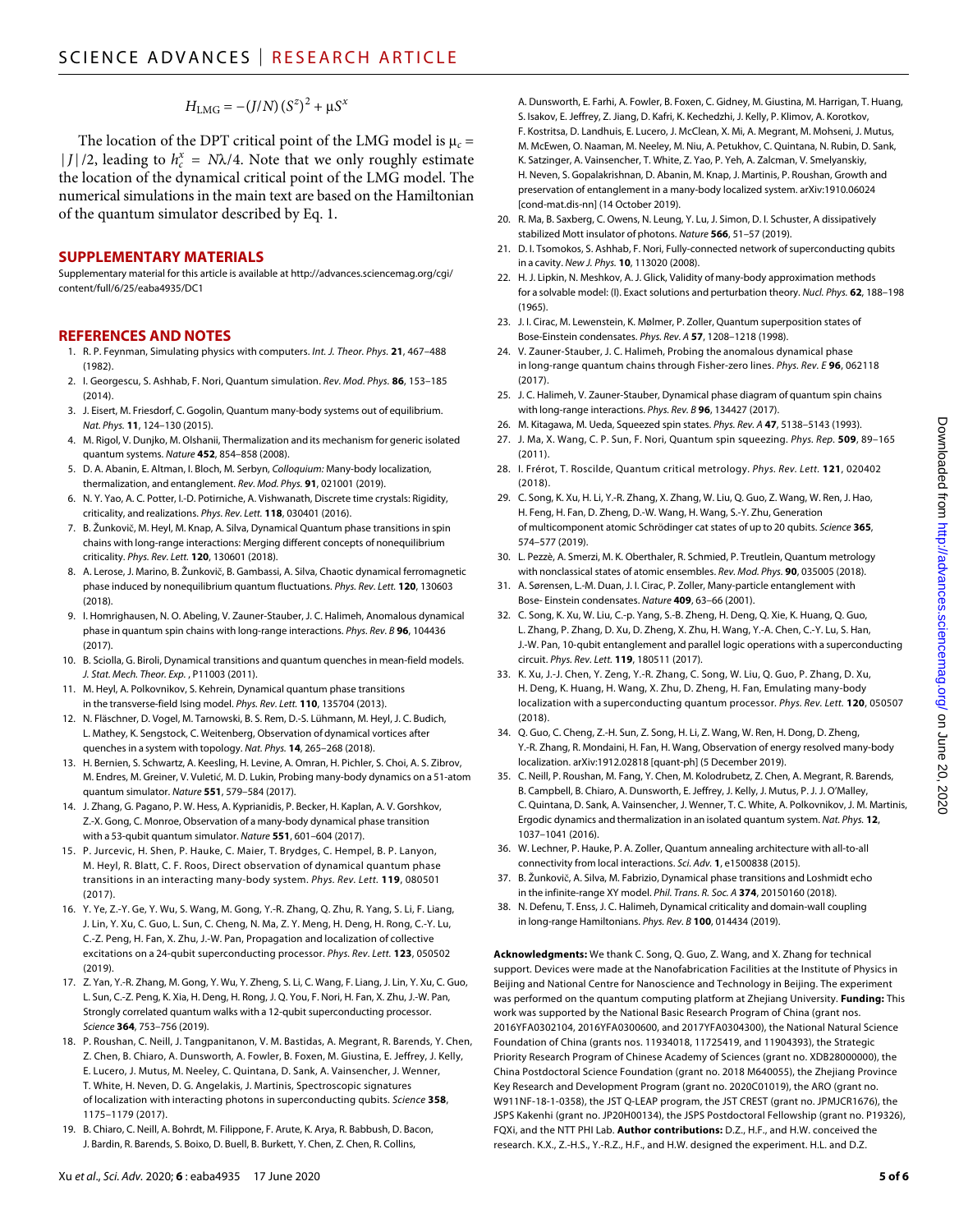$$H_{\text{LMG}} = -(J/N)(S^z)^2 + \mu S^x$$

The location of the DPT critical point of the LMG model is $\mu_c = |J|/2$, leading to $h_c^x = N\lambda/4$. Note that we only roughly estimate the location of the dynamical critical point of the LMG model. The numerical simulations in the main text are based on the Hamiltonian of the quantum simulator described by Eq. 1.

## SUPPLEMENTARY MATERIALS

Supplementary material for this article is available at http://advances.sciencemag.org/cgi/content/full/6/25/eaba4935/DC1

## REFERENCES AND NOTES

1. R. P. Feynman, Simulating physics with computers. *Int. J. Theor. Phys.* **21**, 467–488 (1982).
2. I. Georgescu, S. Ashhab, F. Nori, Quantum simulation. *Rev. Mod. Phys.* **86**, 153–185 (2014).
3. J. Eisert, M. Friesdorf, C. Gogolin, Quantum many-body systems out of equilibrium. *Nat. Phys.* **11**, 124–130 (2015).
4. M. Rigol, V. Dunjko, M. Olshanii, Thermalization and its mechanism for generic isolated quantum systems. *Nature* **452**, 854–858 (2008).
5. D. A. Abanin, E. Altman, I. Bloch, M. Serbyn, *Colloquium:* Many-body localization, thermalization, and entanglement. *Rev. Mod. Phys.* **91**, 021001 (2019).
6. N. Y. Yao, A. C. Potter, I.-D. Potirniche, A. Vishwanath, Discrete time crystals: Rigidity, criticality, and realizations. *Phys. Rev. Lett.* **118**, 030401 (2016).
7. B. Žunkovič, M. Heyl, M. Knap, A. Silva, Dynamical Quantum phase transitions in spin chains with long-range interactions: Merging different concepts of nonequilibrium criticality. *Phys. Rev. Lett.* **120**, 130601 (2018).
8. A. Lerose, J. Marino, B. Žunkovič, B. Gambassi, A. Silva, Chaotic dynamical ferromagnetic phase induced by nonequilibrium quantum fluctuations. *Phys. Rev. Lett.* **120**, 130603 (2018).
9. I. Homrighausen, N. O. Abeling, V. Zauner-Stauber, J. C. Halimeh, Anomalous dynamical phase in quantum spin chains with long-range interactions. *Phys. Rev. B* **96**, 104436 (2017).
10. B. Sciolla, G. Biroli, Dynamical transitions and quantum quenches in mean-field models. *J. Stat. Mech. Theor. Exp.* , P11003 (2011).
11. M. Heyl, A. Polkovnikov, S. Kehrein, Dynamical quantum phase transitions in the transverse-field Ising model. *Phys. Rev. Lett.* **110**, 135704 (2013).
12. N. Fläschner, D. Vogel, M. Tarnowski, B. S. Rem, D.-S. Lühmann, M. Heyl, J. C. Budich, L. Mathey, K. Sengstock, C. Weitenberg, Observation of dynamical vortices after quenches in a system with topology. *Nat. Phys.* **14**, 265–268 (2018).
13. H. Bernien, S. Schwartz, A. Keesling, H. Levine, A. Omran, H. Pichler, S. Choi, A. S. Zibrov, M. Endres, M. Greiner, V. Vuletić, M. D. Lukin, Probing many-body dynamics on a 51-atom quantum simulator. *Nature* **551**, 579–584 (2017).
14. J. Zhang, G. Pagano, P. W. Hess, A. Kyprianidis, P. Becker, H. Kaplan, A. V. Gorshkov, Z.-X. Gong, C. Monroe, Observation of a many-body dynamical phase transition with a 53-qubit quantum simulator. *Nature* **551**, 601–604 (2017).
15. P. Jurcevic, H. Shen, P. Hauke, C. Maier, T. Brydges, C. Hempel, B. P. Lanyon, M. Heyl, R. Blatt, C. F. Roos, Direct observation of dynamical quantum phase transitions in an interacting many-body system. *Phys. Rev. Lett.* **119**, 080501 (2017).
16. Y. Ye, Z.-Y. Ge, Y. Wu, S. Wang, M. Gong, Y.-R. Zhang, Q. Zhu, R. Yang, S. Li, F. Liang, J. Lin, Y. Xu, C. Guo, L. Sun, C. Cheng, N. Ma, Z. Y. Meng, H. Deng, H. Rong, C.-Y. Lu, C.-Z. Peng, H. Fan, X. Zhu, J.-W. Pan, Propagation and localization of collective excitations on a 24-qubit superconducting processor. *Phys. Rev. Lett.* **123**, 050502 (2019).
17. Z. Yan, Y.-R. Zhang, M. Gong, Y. Wu, Y. Zheng, S. Li, C. Wang, F. Liang, J. Lin, Y. Xu, C. Guo, L. Sun, C.-Z. Peng, K. Xia, H. Deng, H. Rong, J. Q. You, F. Nori, H. Fan, X. Zhu, J.-W. Pan, Strongly correlated quantum walks with a 12-qubit superconducting processor. *Science* **364**, 753–756 (2019).
18. P. Roushan, C. Neill, J. Tangpanitanon, V. M. Bastidas, A. Megrant, R. Barends, Y. Chen, Z. Chen, B. Chiaro, A. Dunsworth, A. Fowler, B. Foxen, M. Giustina, E. Jeffrey, J. Kelly, E. Lucero, J. Mutus, M. Neeley, C. Quintana, D. Sank, A. Vainsencher, J. Wenner, T. White, H. Neven, D. G. Angelakis, J. Martinis, Spectroscopic signatures of localization with interacting photons in superconducting qubits. *Science* **358**, 1175–1179 (2017).
19. B. Chiaro, C. Neill, A. Bohrdt, M. Filippone, F. Arute, K. Arya, R. Babbush, D. Bacon, J. Bardin, R. Barends, S. Boixo, D. Buell, B. Burkett, Y. Chen, Z. Chen, R. Collins, A. Dunsworth, E. Farhi, A. Fowler, B. Foxen, C. Gidney, M. Giustina, M. Harrigan, T. Huang, S. Isakov, E. Jeffrey, Z. Jiang, D. Kafri, K. Kechedzhi, J. Kelly, P. Klimov, A. Korotkov, F. Kostritsa, D. Landhuis, E. Lucero, J. McClean, X. Mi, A. Megrant, M. Mohseni, J. Mutus, M. McEwen, O. Naaman, M. Neeley, M. Niu, A. Petukhov, C. Quintana, N. Rubin, D. Sank, K. Satzinger, A. Vainsencher, T. White, Z. Yao, P. Yeh, A. Zalcman, V. Smelyanskiy, H. Neven, S. Gopalakrishnan, D. Abanin, M. Knap, J. Martinis, P. Roushan, Growth and preservation of entanglement in a many-body localized system. arXiv:1910.06024 [cond-mat.dis-nn] (14 October 2019).
20. R. Ma, B. Saxberg, C. Owens, N. Leung, Y. Lu, J. Simon, D. I. Schuster, A dissipatively stabilized Mott insulator of photons. *Nature* **566**, 51–57 (2019).
21. D. I. Tsomokos, S. Ashhab, F. Nori, Fully-connected network of superconducting qubits in a cavity. *New J. Phys.* **10**, 113020 (2008).
22. H. J. Lipkin, N. Meshkov, A. J. Glick, Validity of many-body approximation methods for a solvable model: (I). Exact solutions and perturbation theory. *Nucl. Phys.* **62**, 188–198 (1965).
23. J. I. Cirac, M. Lewenstein, K. Mølmer, P. Zoller, Quantum superposition states of Bose-Einstein condensates. *Phys. Rev. A* **57**, 1208–1218 (1998).
24. V. Zauner-Stauber, J. C. Halimeh, Probing the anomalous dynamical phase in long-range quantum chains through Fisher-zero lines. *Phys. Rev. E* **96**, 062118 (2017).
25. J. C. Halimeh, V. Zauner-Stauber, Dynamical phase diagram of quantum spin chains with long-range interactions. *Phys. Rev. B* **96**, 134427 (2017).
26. M. Kitagawa, M. Ueda, Squeezed spin states. *Phys. Rev. A* **47**, 5138–5143 (1993).
27. J. Ma, X. Wang, C. P. Sun, F. Nori, Quantum spin squeezing. *Phys. Rep.* **509**, 89–165 (2011).
28. I. Frérot, T. Roscilde, Quantum critical metrology. *Phys. Rev. Lett.* **121**, 020402 (2018).
29. C. Song, K. Xu, H. Li, Y.-R. Zhang, X. Zhang, W. Liu, Q. Guo, Z. Wang, W. Ren, J. Hao, H. Feng, H. Fan, D. Zheng, D.-W. Wang, H. Wang, S.-Y. Zhu, Generation of multicomponent atomic Schrödinger cat states of up to 20 qubits. *Science* **365**, 574–577 (2019).
30. L. Pezzè, A. Smerzi, M. K. Oberthaler, R. Schmied, P. Treutlein, Quantum metrology with nonclassical states of atomic ensembles. *Rev. Mod. Phys.* **90**, 035005 (2018).
31. A. Sørensen, L.-M. Duan, J. I. Cirac, P. Zoller, Many-particle entanglement with Bose- Einstein condensates. *Nature* **409**, 63–66 (2001).
32. C. Song, K. Xu, W. Liu, C.-p. Yang, S.-B. Zheng, H. Deng, Q. Xie, K. Huang, Q. Guo, L. Zhang, P. Zhang, D. Xu, D. Zheng, X. Zhu, H. Wang, Y.-A. Chen, C.-Y. Lu, S. Han, J.-W. Pan, 10-qubit entanglement and parallel logic operations with a superconducting circuit. *Phys. Rev. Lett.* **119**, 180511 (2017).
33. K. Xu, J.-J. Chen, Y. Zeng, Y.-R. Zhang, C. Song, W. Liu, Q. Guo, P. Zhang, D. Xu, H. Deng, K. Huang, H. Wang, X. Zhu, D. Zheng, H. Fan, Emulating many-body localization with a superconducting quantum processor. *Phys. Rev. Lett.* **120**, 050507 (2018).
34. Q. Guo, C. Cheng, Z.-H. Sun, Z. Song, H. Li, Z. Wang, W. Ren, H. Dong, D. Zheng, Y.-R. Zhang, R. Mondaini, H. Fan, H. Wang, Observation of energy resolved many-body localization. arXiv:1912.02818 [quant-ph] (5 December 2019).
35. C. Neill, P. Roushan, M. Fang, Y. Chen, M. Kolodrubetz, Z. Chen, A. Megrant, R. Barends, B. Campbell, B. Chiaro, A. Dunsworth, E. Jeffrey, J. Kelly, J. Mutus, P. J. J. O'Malley, C. Quintana, D. Sank, A. Vainsencher, J. Wenner, T. C. White, A. Polkovnikov, J. M. Martinis, Ergodic dynamics and thermalization in an isolated quantum system. *Nat. Phys.* **12**, 1037–1041 (2016).
36. W. Lechner, P. Hauke, P. A. Zoller, Quantum annealing architecture with all-to-all connectivity from local interactions. *Sci. Adv.* **1**, e1500838 (2015).
37. B. Žunkovič, A. Silva, M. Fabrizio, Dynamical phase transitions and Loshmidt echo in the infinite-range XY model. *Phil. Trans. R. Soc. A* **374**, 20150160 (2018).
38. N. Defenu, T. Enss, J. C. Halimeh, Dynamical criticality and domain-wall coupling in long-range Hamiltonians. *Phys. Rev. B* **100**, 014434 (2019).

**Acknowledgments:** We thank C. Song, Q. Guo, Z. Wang, and X. Zhang for technical support. Devices were made at the Nanofabrication Facilities at the Institute of Physics in Beijing and National Centre for Nanoscience and Technology in Beijing. The experiment was performed on the quantum computing platform at Zhejiang University. **Funding:** This work was supported by the National Basic Research Program of China (grant nos. 2016YFA0302104, 2016YFA0300600, and 2017YFA0304300), the National Natural Science Foundation of China (grants nos. 11934018, 11725419, and 11904393), the Strategic Priority Research Program of Chinese Academy of Sciences (grant no. XDB28000000), the China Postdoctoral Science Foundation (grant no. 2018 M640055), the Zhejiang Province Key Research and Development Program (grant no. 2020C01019), the ARO (grant no. W911NF-18-1-0358), the JST Q-LEAP program, the JST CREST (grant no. JPMJCR1676), the JSPS Kakenhi (grant no. JP20H00134), the JSPS Postdoctoral Fellowship (grant no. P19326), FQXi, and the NTT PHI Lab. **Author contributions:** D.Z., H.F., and H.W. conceived the research. K.X., Z.-H.S., Y.-R.Z., H.F., and H.W. designed the experiment. H.L. and D.Z.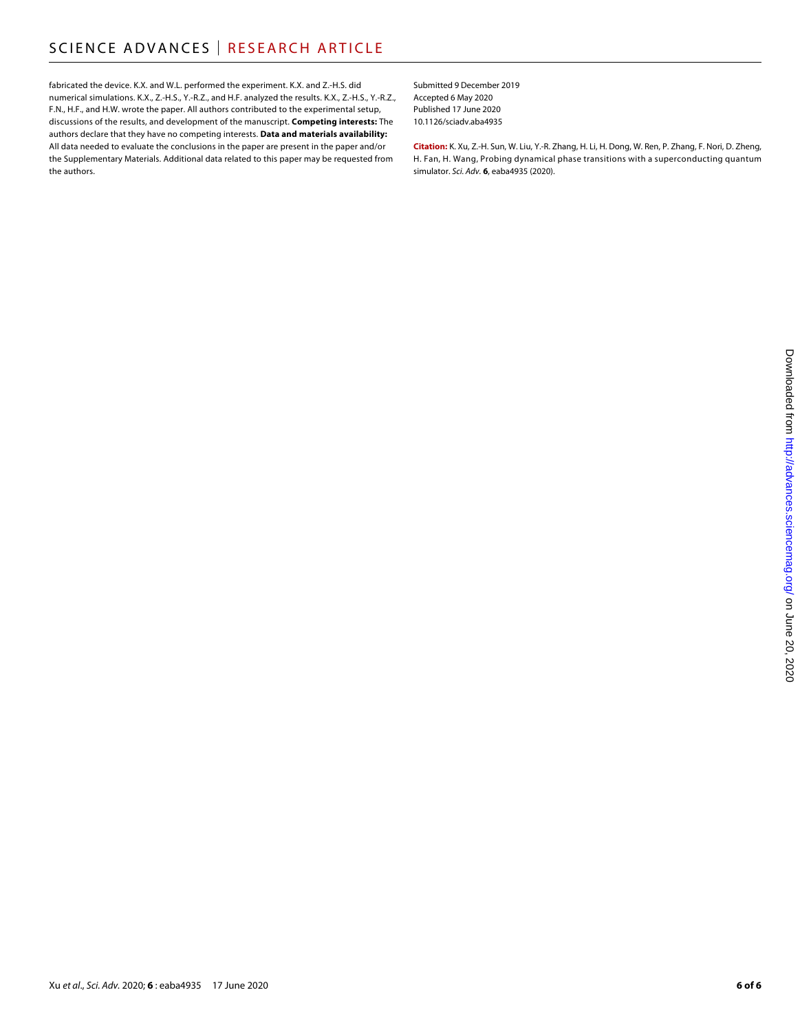fabricated the device. K.X. and W.L. performed the experiment. K.X. and Z.-H.S. did numerical simulations. K.X., Z.-H.S., Y.-R.Z., and H.F. analyzed the results. K.X., Z.-H.S., Y.-R.Z., F.N., H.F., and H.W. wrote the paper. All authors contributed to the experimental setup, discussions of the results, and development of the manuscript. **Competing interests:** The authors declare that they have no competing interests. **Data and materials availability:** All data needed to evaluate the conclusions in the paper are present in the paper and/or the Supplementary Materials. Additional data related to this paper may be requested from the authors.

Submitted 9 December 2019
Accepted 6 May 2020
Published 17 June 2020
10.1126/sciadv.aba4935

**Citation:** K. Xu, Z.-H. Sun, W. Liu, Y.-R. Zhang, H. Li, H. Dong, W. Ren, P. Zhang, F. Nori, D. Zheng, H. Fan, H. Wang, Probing dynamical phase transitions with a superconducting quantum simulator. *Sci. Adv.* **6**, eaba4935 (2020).